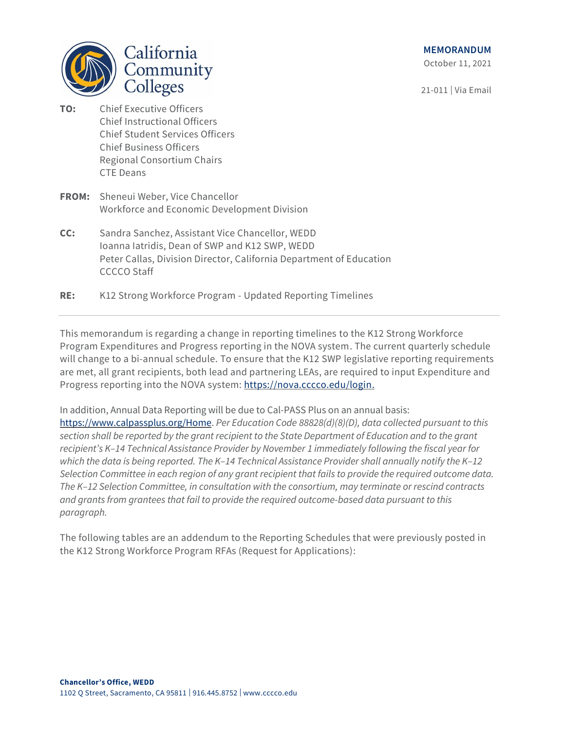California Community Colleges

**MEMORANDUM**

October 11, 2021

21-011 | Via Email

**TO:** Chief Executive Officers
Chief Instructional Officers
Chief Student Services Officers
Chief Business Officers
Regional Consortium Chairs
CTE Deans

**FROM:** Sheneui Weber, Vice Chancellor
Workforce and Economic Development Division

**CC:** Sandra Sanchez, Assistant Vice Chancellor, WEDD
Ioanna Iatridis, Dean of SWP and K12 SWP, WEDD
Peter Callas, Division Director, California Department of Education
CCCCO Staff

**RE:** K12 Strong Workforce Program - Updated Reporting Timelines

---

This memorandum is regarding a change in reporting timelines to the K12 Strong Workforce Program Expenditures and Progress reporting in the NOVA system. The current quarterly schedule will change to a bi-annual schedule. To ensure that the K12 SWP legislative reporting requirements are met, all grant recipients, both lead and partnering LEAs, are required to input Expenditure and Progress reporting into the NOVA system: https://nova.cccco.edu/login.

In addition, Annual Data Reporting will be due to Cal-PASS Plus on an annual basis: https://www.calpassplus.org/Home. *Per Education Code 88828(d)(8)(D), data collected pursuant to this section shall be reported by the grant recipient to the State Department of Education and to the grant recipient's K–14 Technical Assistance Provider by November 1 immediately following the fiscal year for which the data is being reported. The K–14 Technical Assistance Provider shall annually notify the K–12 Selection Committee in each region of any grant recipient that fails to provide the required outcome data. The K–12 Selection Committee, in consultation with the consortium, may terminate or rescind contracts and grants from grantees that fail to provide the required outcome-based data pursuant to this paragraph.*

The following tables are an addendum to the Reporting Schedules that were previously posted in the K12 Strong Workforce Program RFAs (Request for Applications):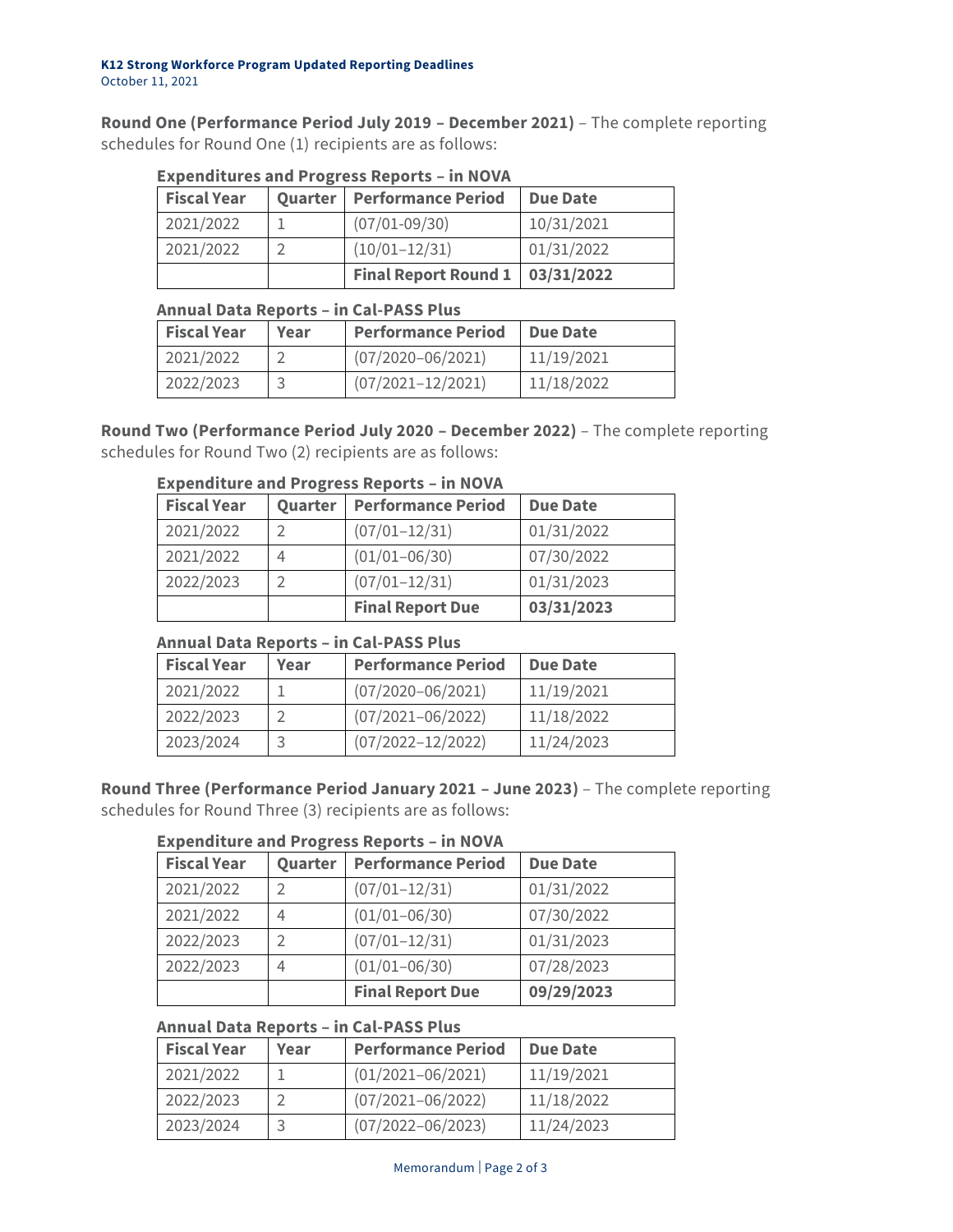**K12 Strong Workforce Program Updated Reporting Deadlines**
October 11, 2021

**Round One (Performance Period July 2019 – December 2021)** – The complete reporting schedules for Round One (1) recipients are as follows:

**Expenditures and Progress Reports – in NOVA**

| Fiscal Year | Quarter | Performance Period | Due Date |
|---|---|---|---|
| 2021/2022 | 1 | (07/01-09/30) | 10/31/2021 |
| 2021/2022 | 2 | (10/01–12/31) | 01/31/2022 |
| | | **Final Report Round 1** | **03/31/2022** |

**Annual Data Reports – in Cal-PASS Plus**

| Fiscal Year | Year | Performance Period | Due Date |
|---|---|---|---|
| 2021/2022 | 2 | (07/2020–06/2021) | 11/19/2021 |
| 2022/2023 | 3 | (07/2021–12/2021) | 11/18/2022 |

**Round Two (Performance Period July 2020 – December 2022)** – The complete reporting schedules for Round Two (2) recipients are as follows:

**Expenditure and Progress Reports – in NOVA**

| Fiscal Year | Quarter | Performance Period | Due Date |
|---|---|---|---|
| 2021/2022 | 2 | (07/01–12/31) | 01/31/2022 |
| 2021/2022 | 4 | (01/01–06/30) | 07/30/2022 |
| 2022/2023 | 2 | (07/01–12/31) | 01/31/2023 |
| | | **Final Report Due** | **03/31/2023** |

**Annual Data Reports – in Cal-PASS Plus**

| Fiscal Year | Year | Performance Period | Due Date |
|---|---|---|---|
| 2021/2022 | 1 | (07/2020–06/2021) | 11/19/2021 |
| 2022/2023 | 2 | (07/2021–06/2022) | 11/18/2022 |
| 2023/2024 | 3 | (07/2022–12/2022) | 11/24/2023 |

**Round Three (Performance Period January 2021 – June 2023)** – The complete reporting schedules for Round Three (3) recipients are as follows:

**Expenditure and Progress Reports – in NOVA**

| Fiscal Year | Quarter | Performance Period | Due Date |
|---|---|---|---|
| 2021/2022 | 2 | (07/01–12/31) | 01/31/2022 |
| 2021/2022 | 4 | (01/01–06/30) | 07/30/2022 |
| 2022/2023 | 2 | (07/01–12/31) | 01/31/2023 |
| 2022/2023 | 4 | (01/01–06/30) | 07/28/2023 |
| | | **Final Report Due** | **09/29/2023** |

**Annual Data Reports – in Cal-PASS Plus**

| Fiscal Year | Year | Performance Period | Due Date |
|---|---|---|---|
| 2021/2022 | 1 | (01/2021–06/2021) | 11/19/2021 |
| 2022/2023 | 2 | (07/2021–06/2022) | 11/18/2022 |
| 2023/2024 | 3 | (07/2022–06/2023) | 11/24/2023 |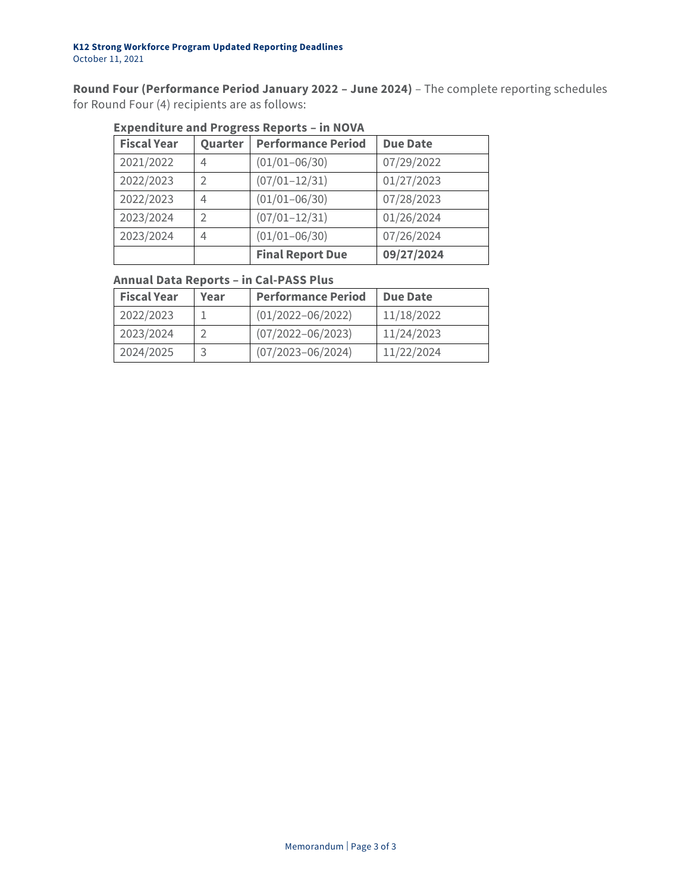**Round Four (Performance Period January 2022 – June 2024)** – The complete reporting schedules for Round Four (4) recipients are as follows:

**Expenditure and Progress Reports – in NOVA**

| Fiscal Year | Quarter | Performance Period | Due Date |
|---|---|---|---|
| 2021/2022 | 4 | (01/01–06/30) | 07/29/2022 |
| 2022/2023 | 2 | (07/01–12/31) | 01/27/2023 |
| 2022/2023 | 4 | (01/01–06/30) | 07/28/2023 |
| 2023/2024 | 2 | (07/01–12/31) | 01/26/2024 |
| 2023/2024 | 4 | (01/01–06/30) | 07/26/2024 |
| | | **Final Report Due** | **09/27/2024** |

**Annual Data Reports – in Cal-PASS Plus**

| Fiscal Year | Year | Performance Period | Due Date |
|---|---|---|---|
| 2022/2023 | 1 | (01/2022–06/2022) | 11/18/2022 |
| 2023/2024 | 2 | (07/2022–06/2023) | 11/24/2023 |
| 2024/2025 | 3 | (07/2023–06/2024) | 11/22/2024 |